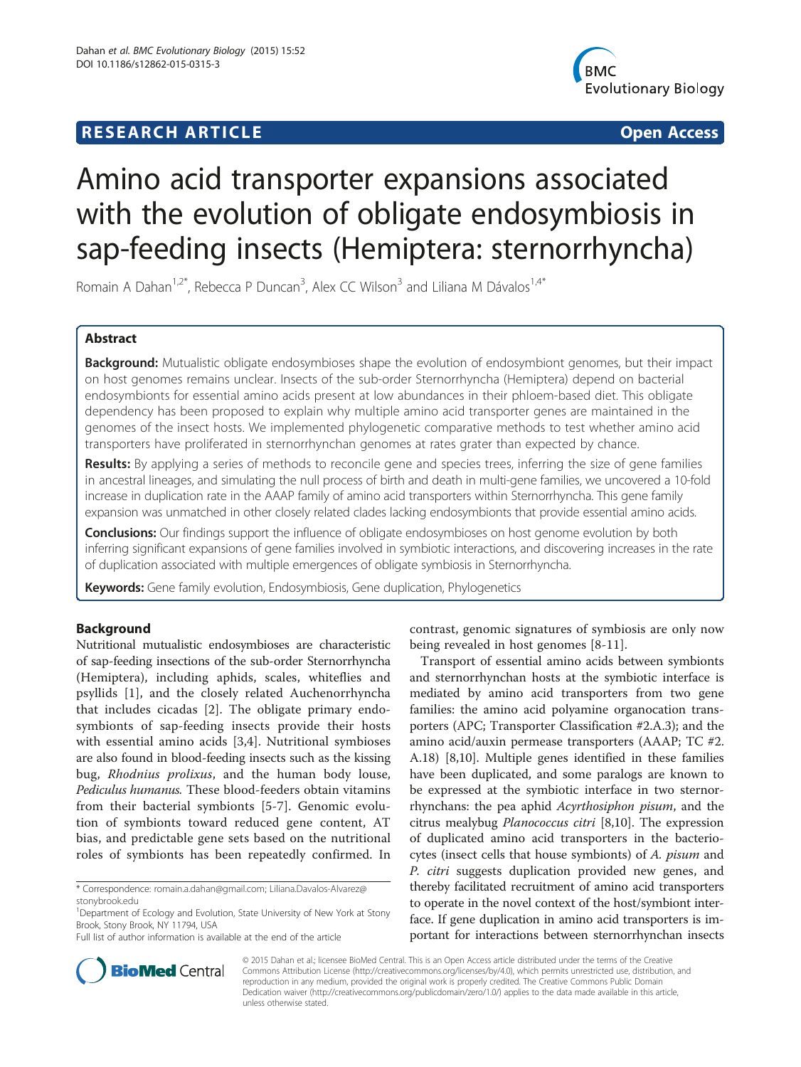**RESEARCH ARTICLE** **Open Access**

# Amino acid transporter expansions associated with the evolution of obligate endosymbiosis in sap-feeding insects (Hemiptera: sternorrhyncha)

Romain A Dahan[1,2*], Rebecca P Duncan[3], Alex CC Wilson[3] and Liliana M Dávalos[1,4*]

## Abstract

**Background:** Mutualistic obligate endosymbioses shape the evolution of endosymbiont genomes, but their impact on host genomes remains unclear. Insects of the sub-order Sternorrhyncha (Hemiptera) depend on bacterial endosymbionts for essential amino acids present at low abundances in their phloem-based diet. This obligate dependency has been proposed to explain why multiple amino acid transporter genes are maintained in the genomes of the insect hosts. We implemented phylogenetic comparative methods to test whether amino acid transporters have proliferated in sternorrhynchan genomes at rates grater than expected by chance.

**Results:** By applying a series of methods to reconcile gene and species trees, inferring the size of gene families in ancestral lineages, and simulating the null process of birth and death in multi-gene families, we uncovered a 10-fold increase in duplication rate in the AAAP family of amino acid transporters within Sternorrhyncha. This gene family expansion was unmatched in other closely related clades lacking endosymbionts that provide essential amino acids.

**Conclusions:** Our findings support the influence of obligate endosymbioses on host genome evolution by both inferring significant expansions of gene families involved in symbiotic interactions, and discovering increases in the rate of duplication associated with multiple emergences of obligate symbiosis in Sternorrhyncha.

**Keywords:** Gene family evolution, Endosymbiosis, Gene duplication, Phylogenetics

## Background

Nutritional mutualistic endosymbioses are characteristic of sap-feeding insections of the sub-order Sternorrhyncha (Hemiptera), including aphids, scales, whiteflies and psyllids [1], and the closely related Auchenorrhyncha that includes cicadas [2]. The obligate primary endosymbionts of sap-feeding insects provide their hosts with essential amino acids [3,4]. Nutritional symbioses are also found in blood-feeding insects such as the kissing bug, *Rhodnius prolixus*, and the human body louse, *Pediculus humanus*. These blood-feeders obtain vitamins from their bacterial symbionts [5-7]. Genomic evolution of symbionts toward reduced gene content, AT bias, and predictable gene sets based on the nutritional roles of symbionts has been repeatedly confirmed. In contrast, genomic signatures of symbiosis are only now being revealed in host genomes [8-11].

Transport of essential amino acids between symbionts and sternorrhynchan hosts at the symbiotic interface is mediated by amino acid transporters from two gene families: the amino acid polyamine organocation transporters (APC; Transporter Classification #2.A.3); and the amino acid/auxin permease transporters (AAAP; TC #2.A.18) [8,10]. Multiple genes identified in these families have been duplicated, and some paralogs are known to be expressed at the symbiotic interface in two sternorrhynchans: the pea aphid *Acyrthosiphon pisum*, and the citrus mealybug *Planococcus citri* [8,10]. The expression of duplicated amino acid transporters in the bacteriocytes (insect cells that house symbionts) of *A. pisum* and *P. citri* suggests duplication provided new genes, and thereby facilitated recruitment of amino acid transporters to operate in the novel context of the host/symbiont interface. If gene duplication in amino acid transporters is important for interactions between sternorrhynchan insects

\* Correspondence: romain.a.dahan@gmail.com; Liliana.Davalos-Alvarez@stonybrook.edu

[1]Department of Ecology and Evolution, State University of New York at Stony Brook, Stony Brook, NY 11794, USA

Full list of author information is available at the end of the article

© 2015 Dahan et al.; licensee BioMed Central. This is an Open Access article distributed under the terms of the Creative Commons Attribution License (http://creativecommons.org/licenses/by/4.0), which permits unrestricted use, distribution, and reproduction in any medium, provided the original work is properly credited. The Creative Commons Public Domain Dedication waiver (http://creativecommons.org/publicdomain/zero/1.0/) applies to the data made available in this article, unless otherwise stated.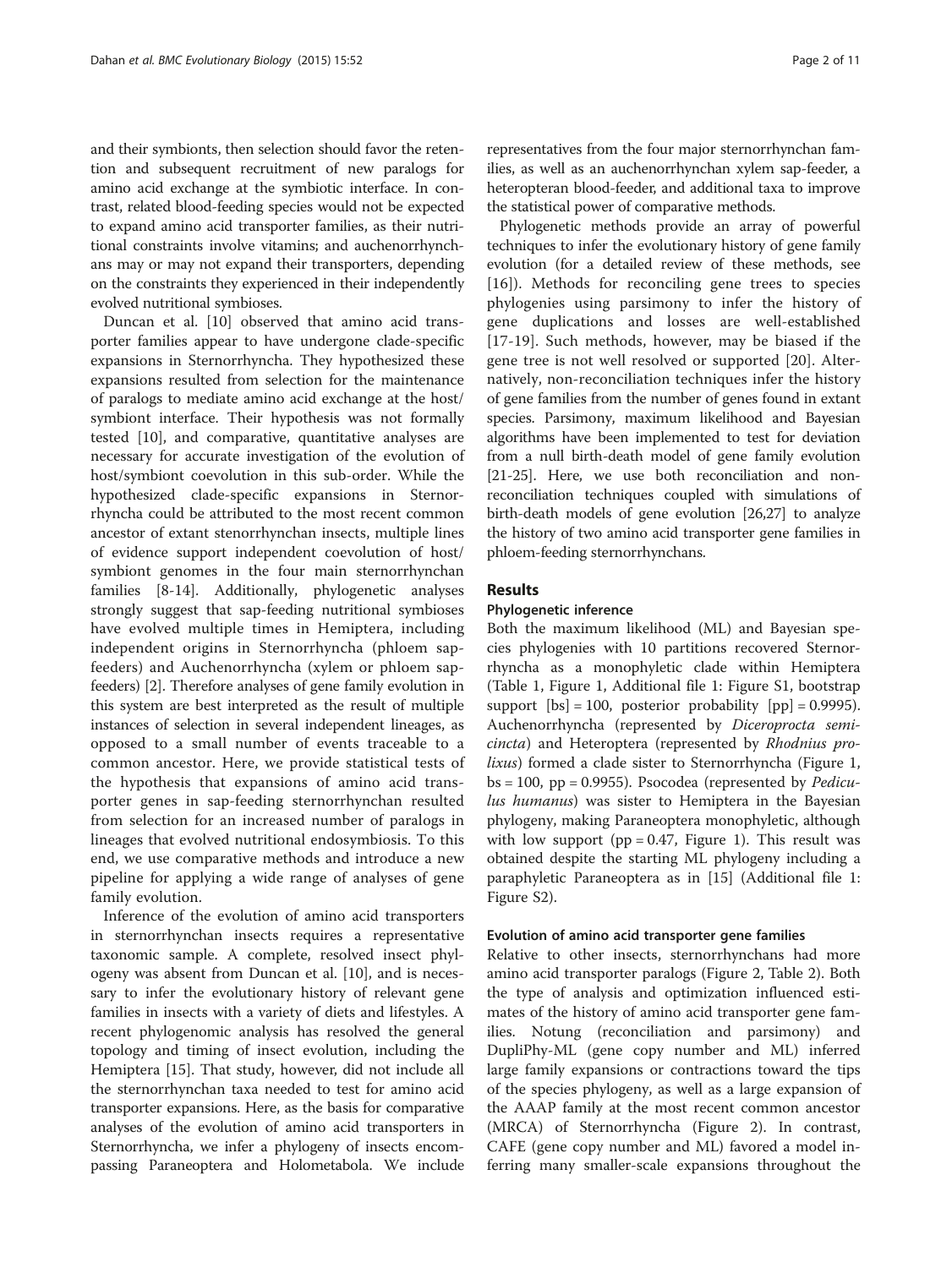and their symbionts, then selection should favor the retention and subsequent recruitment of new paralogs for amino acid exchange at the symbiotic interface. In contrast, related blood-feeding species would not be expected to expand amino acid transporter families, as their nutritional constraints involve vitamins; and auchenorrhynchans may or may not expand their transporters, depending on the constraints they experienced in their independently evolved nutritional symbioses.

Duncan et al. [10] observed that amino acid transporter families appear to have undergone clade-specific expansions in Sternorrhyncha. They hypothesized these expansions resulted from selection for the maintenance of paralogs to mediate amino acid exchange at the host/symbiont interface. Their hypothesis was not formally tested [10], and comparative, quantitative analyses are necessary for accurate investigation of the evolution of host/symbiont coevolution in this sub-order. While the hypothesized clade-specific expansions in Sternorrhyncha could be attributed to the most recent common ancestor of extant stenorrhynchan insects, multiple lines of evidence support independent coevolution of host/symbiont genomes in the four main sternorrhynchan families [8-14]. Additionally, phylogenetic analyses strongly suggest that sap-feeding nutritional symbioses have evolved multiple times in Hemiptera, including independent origins in Sternorrhyncha (phloem sap-feeders) and Auchenorrhyncha (xylem or phloem sap-feeders) [2]. Therefore analyses of gene family evolution in this system are best interpreted as the result of multiple instances of selection in several independent lineages, as opposed to a small number of events traceable to a common ancestor. Here, we provide statistical tests of the hypothesis that expansions of amino acid transporter genes in sap-feeding sternorrhynchan resulted from selection for an increased number of paralogs in lineages that evolved nutritional endosymbiosis. To this end, we use comparative methods and introduce a new pipeline for applying a wide range of analyses of gene family evolution.

Inference of the evolution of amino acid transporters in sternorrhynchan insects requires a representative taxonomic sample. A complete, resolved insect phylogeny was absent from Duncan et al. [10], and is necessary to infer the evolutionary history of relevant gene families in insects with a variety of diets and lifestyles. A recent phylogenomic analysis has resolved the general topology and timing of insect evolution, including the Hemiptera [15]. That study, however, did not include all the sternorrhynchan taxa needed to test for amino acid transporter expansions. Here, as the basis for comparative analyses of the evolution of amino acid transporters in Sternorrhyncha, we infer a phylogeny of insects encompassing Paraneoptera and Holometabola. We include representatives from the four major sternorrhynchan families, as well as an auchenorrhynchan xylem sap-feeder, a heteropteran blood-feeder, and additional taxa to improve the statistical power of comparative methods.

Phylogenetic methods provide an array of powerful techniques to infer the evolutionary history of gene family evolution (for a detailed review of these methods, see [16]). Methods for reconciling gene trees to species phylogenies using parsimony to infer the history of gene duplications and losses are well-established [17-19]. Such methods, however, may be biased if the gene tree is not well resolved or supported [20]. Alternatively, non-reconciliation techniques infer the history of gene families from the number of genes found in extant species. Parsimony, maximum likelihood and Bayesian algorithms have been implemented to test for deviation from a null birth-death model of gene family evolution [21-25]. Here, we use both reconciliation and non-reconciliation techniques coupled with simulations of birth-death models of gene evolution [26,27] to analyze the history of two amino acid transporter gene families in phloem-feeding sternorrhynchans.

## Results

### Phylogenetic inference

Both the maximum likelihood (ML) and Bayesian species phylogenies with 10 partitions recovered Sternorrhyncha as a monophyletic clade within Hemiptera (Table 1, Figure 1, Additional file 1: Figure S1, bootstrap support [bs] = 100, posterior probability [pp] = 0.9995). Auchenorrhyncha (represented by *Diceroprocta semicincta*) and Heteroptera (represented by *Rhodnius prolixus*) formed a clade sister to Sternorrhyncha (Figure 1, bs = 100, pp = 0.9955). Psocodea (represented by *Pediculus humanus*) was sister to Hemiptera in the Bayesian phylogeny, making Paraneoptera monophyletic, although with low support (pp = 0.47, Figure 1). This result was obtained despite the starting ML phylogeny including a paraphyletic Paraneoptera as in [15] (Additional file 1: Figure S2).

### Evolution of amino acid transporter gene families

Relative to other insects, sternorrhynchans had more amino acid transporter paralogs (Figure 2, Table 2). Both the type of analysis and optimization influenced estimates of the history of amino acid transporter gene families. Notung (reconciliation and parsimony) and DupliPhy-ML (gene copy number and ML) inferred large family expansions or contractions toward the tips of the species phylogeny, as well as a large expansion of the AAAP family at the most recent common ancestor (MRCA) of Sternorrhyncha (Figure 2). In contrast, CAFE (gene copy number and ML) favored a model inferring many smaller-scale expansions throughout the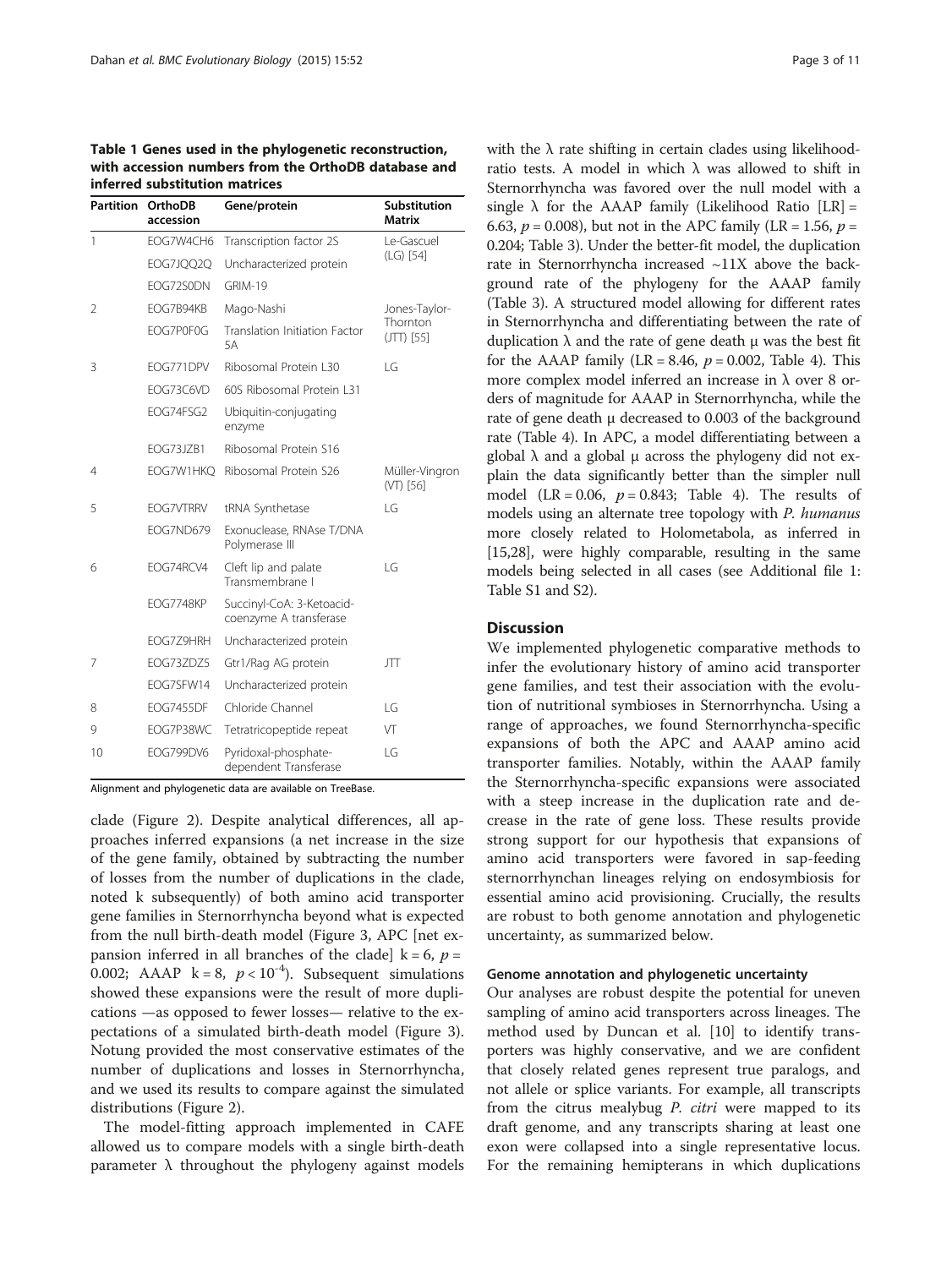**Table 1 Genes used in the phylogenetic reconstruction, with accession numbers from the OrthoDB database and inferred substitution matrices**

| Partition | OrthoDB accession | Gene/protein | Substitution Matrix |
|---|---|---|---|
| 1 | EOG7W4CH6 | Transcription factor 2S | Le-Gascuel (LG) [54] |
| | EOG7JQQ2Q | Uncharacterized protein | |
| | EOG72S0DN | GRIM-19 | |
| 2 | EOG7B94KB | Mago-Nashi | Jones-Taylor-Thornton (JTT) [55] |
| | EOG7P0F0G | Translation Initiation Factor 5A | |
| 3 | EOG771DPV | Ribosomal Protein L30 | LG |
| | EOG73C6VD | 60S Ribosomal Protein L31 | |
| | EOG74FSG2 | Ubiquitin-conjugating enzyme | |
| | EOG73JZB1 | Ribosomal Protein S16 | |
| 4 | EOG7W1HKQ | Ribosomal Protein S26 | Müller-Vingron (VT) [56] |
| 5 | EOG7VTRRV | tRNA Synthetase | LG |
| | EOG7ND679 | Exonuclease, RNAse T/DNA Polymerase III | |
| 6 | EOG74RCV4 | Cleft lip and palate Transmembrane I | LG |
| | EOG7748KP | Succinyl-CoA: 3-Ketoacid-coenzyme A transferase | |
| | EOG7Z9HRH | Uncharacterized protein | |
| 7 | EOG73ZDZ5 | Gtr1/Rag AG protein | JTT |
| | EOG7SFW14 | Uncharacterized protein | |
| 8 | EOG7455DF | Chloride Channel | LG |
| 9 | EOG7P38WC | Tetratricopeptide repeat | VT |
| 10 | EOG799DV6 | Pyridoxal-phosphate-dependent Transferase | LG |

Alignment and phylogenetic data are available on TreeBase.

clade (Figure 2). Despite analytical differences, all approaches inferred expansions (a net increase in the size of the gene family, obtained by subtracting the number of losses from the number of duplications in the clade, noted k subsequently) of both amino acid transporter gene families in Sternorrhyncha beyond what is expected from the null birth-death model (Figure 3, APC [net expansion inferred in all branches of the clade] $k = 6$, $p = 0.002$; AAAP $k = 8$, $p < 10^{-4}$). Subsequent simulations showed these expansions were the result of more duplications —as opposed to fewer losses— relative to the expectations of a simulated birth-death model (Figure 3). Notung provided the most conservative estimates of the number of duplications and losses in Sternorrhyncha, and we used its results to compare against the simulated distributions (Figure 2).

The model-fitting approach implemented in CAFE allowed us to compare models with a single birth-death parameter $\lambda$ throughout the phylogeny against models with the $\lambda$ rate shifting in certain clades using likelihood-ratio tests. A model in which $\lambda$ was allowed to shift in Sternorrhyncha was favored over the null model with a single $\lambda$ for the AAAP family (Likelihood Ratio [LR] = 6.63, $p = 0.008$), but not in the APC family (LR = 1.56, $p = 0.204$; Table 3). Under the better-fit model, the duplication rate in Sternorrhyncha increased ~11X above the background rate of the phylogeny for the AAAP family (Table 3). A structured model allowing for different rates in Sternorrhyncha and differentiating between the rate of duplication $\lambda$ and the rate of gene death $\mu$ was the best fit for the AAAP family (LR = 8.46, $p = 0.002$, Table 4). This more complex model inferred an increase in $\lambda$ over 8 orders of magnitude for AAAP in Sternorrhyncha, while the rate of gene death $\mu$ decreased to 0.003 of the background rate (Table 4). In APC, a model differentiating between a global $\lambda$ and a global $\mu$ across the phylogeny did not explain the data significantly better than the simpler null model (LR = 0.06, $p = 0.843$; Table 4). The results of models using an alternate tree topology with *P. humanus* more closely related to Holometabola, as inferred in [15,28], were highly comparable, resulting in the same models being selected in all cases (see Additional file 1: Table S1 and S2).

## Discussion

We implemented phylogenetic comparative methods to infer the evolutionary history of amino acid transporter gene families, and test their association with the evolution of nutritional symbioses in Sternorrhyncha. Using a range of approaches, we found Sternorrhyncha-specific expansions of both the APC and AAAP amino acid transporter families. Notably, within the AAAP family the Sternorrhyncha-specific expansions were associated with a steep increase in the duplication rate and decrease in the rate of gene loss. These results provide strong support for our hypothesis that expansions of amino acid transporters were favored in sap-feeding sternorrhynchan lineages relying on endosymbiosis for essential amino acid provisioning. Crucially, the results are robust to both genome annotation and phylogenetic uncertainty, as summarized below.

### Genome annotation and phylogenetic uncertainty

Our analyses are robust despite the potential for uneven sampling of amino acid transporters across lineages. The method used by Duncan et al. [10] to identify transporters was highly conservative, and we are confident that closely related genes represent true paralogs, and not allele or splice variants. For example, all transcripts from the citrus mealybug *P. citri* were mapped to its draft genome, and any transcripts sharing at least one exon were collapsed into a single representative locus. For the remaining hemipterans in which duplications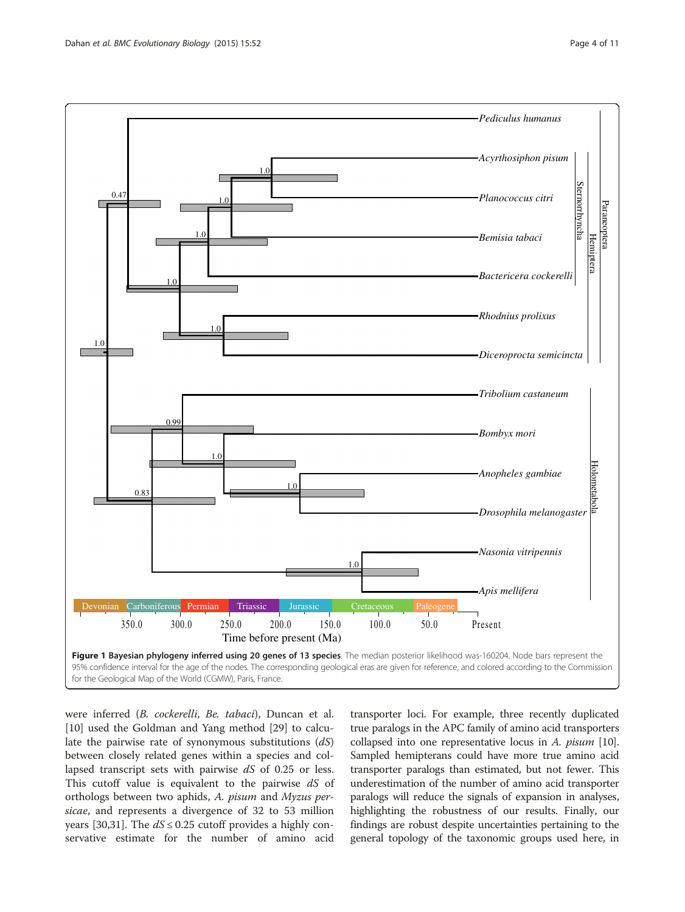**Figure 1 Bayesian phylogeny inferred using 20 genes of 13 species**. The median posterior likelihood was-160204. Node bars represent the 95% confidence interval for the age of the nodes. The corresponding geological eras are given for reference, and colored according to the Commission for the Geological Map of the World (CGMW), Paris, France.

were inferred (*B. cockerelli*, *Be. tabaci*), Duncan et al. [10] used the Goldman and Yang method [29] to calculate the pairwise rate of synonymous substitutions ($dS$) between closely related genes within a species and collapsed transcript sets with pairwise $dS$ of 0.25 or less. This cutoff value is equivalent to the pairwise $dS$ of orthologs between two aphids, *A. pisum* and *Myzus persicae*, and represents a divergence of 32 to 53 million years [30,31]. The $dS \leq 0.25$ cutoff provides a highly conservative estimate for the number of amino acid transporter loci. For example, three recently duplicated true paralogs in the APC family of amino acid transporters collapsed into one representative locus in *A. pisum* [10]. Sampled hemipterans could have more true amino acid transporter paralogs than estimated, but not fewer. This underestimation of the number of amino acid transporter paralogs will reduce the signals of expansion in analyses, highlighting the robustness of our results. Finally, our findings are robust despite uncertainties pertaining to the general topology of the taxonomic groups used here, in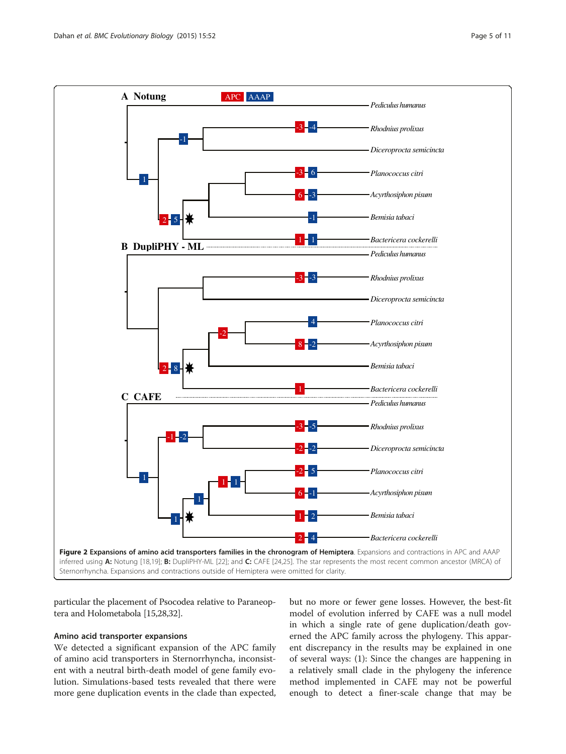**Figure 2 Expansions of amino acid transporters families in the chronogram of Hemiptera**. Expansions and contractions in APC and AAAP inferred using **A:** Notung [18,19]; **B:** DupliPHY-ML [22]; and **C:** CAFE [24,25]. The star represents the most recent common ancestor (MRCA) of Sternorrhyncha. Expansions and contractions outside of Hemiptera were omitted for clarity.

particular the placement of Psocodea relative to Paraneoptera and Holometabola [15,28,32].

### Amino acid transporter expansions

We detected a significant expansion of the APC family of amino acid transporters in Sternorrhyncha, inconsistent with a neutral birth-death model of gene family evolution. Simulations-based tests revealed that there were more gene duplication events in the clade than expected, but no more or fewer gene losses. However, the best-fit model of evolution inferred by CAFE was a null model in which a single rate of gene duplication/death governed the APC family across the phylogeny. This apparent discrepancy in the results may be explained in one of several ways: (1): Since the changes are happening in a relatively small clade in the phylogeny the inference method implemented in CAFE may not be powerful enough to detect a finer-scale change that may be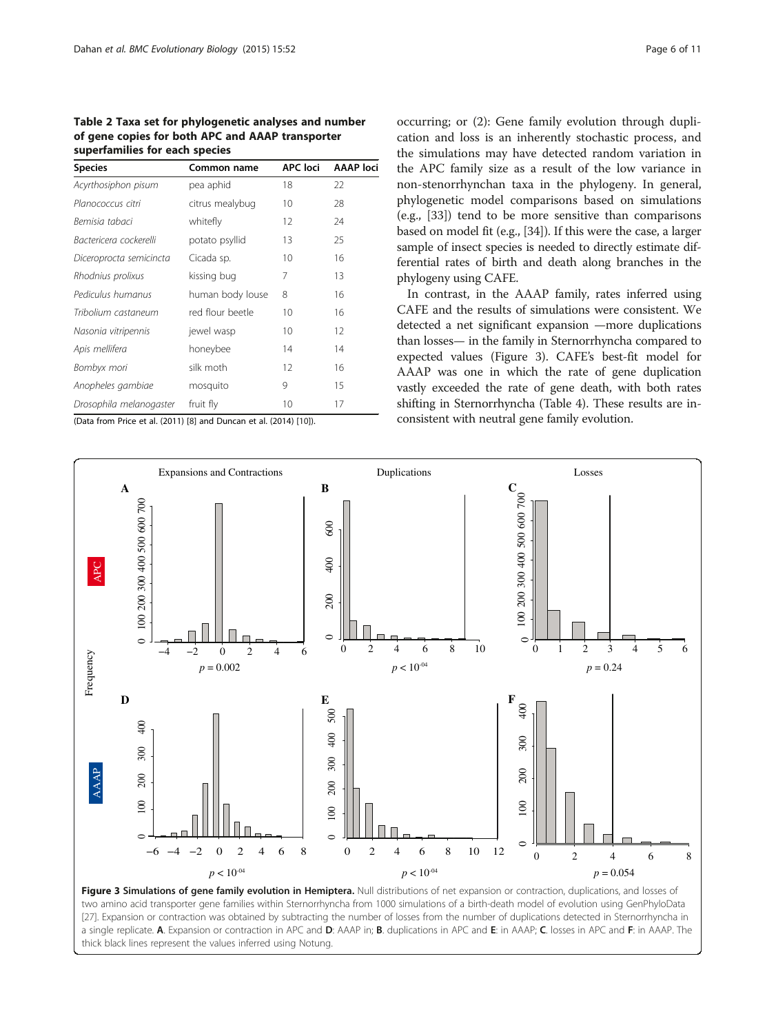**Table 2 Taxa set for phylogenetic analyses and number of gene copies for both APC and AAAP transporter superfamilies for each species**

| Species | Common name | APC loci | AAAP loci |
|---|---|---|---|
| *Acyrthosiphon pisum* | pea aphid | 18 | 22 |
| *Planococcus citri* | citrus mealybug | 10 | 28 |
| *Bemisia tabaci* | whitefly | 12 | 24 |
| *Bactericera cockerelli* | potato psyllid | 13 | 25 |
| *Diceroprocta semicincta* | Cicada sp. | 10 | 16 |
| *Rhodnius prolixus* | kissing bug | 7 | 13 |
| *Pediculus humanus* | human body louse | 8 | 16 |
| *Tribolium castaneum* | red flour beetle | 10 | 16 |
| *Nasonia vitripennis* | jewel wasp | 10 | 12 |
| *Apis mellifera* | honeybee | 14 | 14 |
| *Bombyx mori* | silk moth | 12 | 16 |
| *Anopheles gambiae* | mosquito | 9 | 15 |
| *Drosophila melanogaster* | fruit fly | 10 | 17 |

(Data from Price et al. (2011) [8] and Duncan et al. (2014) [10]).

occurring; or (2): Gene family evolution through duplication and loss is an inherently stochastic process, and the simulations may have detected random variation in the APC family size as a result of the low variance in non-stenorrhynchan taxa in the phylogeny. In general, phylogenetic model comparisons based on simulations (e.g., [33]) tend to be more sensitive than comparisons based on model fit (e.g., [34]). If this were the case, a larger sample of insect species is needed to directly estimate differential rates of birth and death along branches in the phylogeny using CAFE.

In contrast, in the AAAP family, rates inferred using CAFE and the results of simulations were consistent. We detected a net significant expansion —more duplications than losses— in the family in Sternorrhyncha compared to expected values (Figure 3). CAFE's best-fit model for AAAP was one in which the rate of gene duplication vastly exceeded the rate of gene death, with both rates shifting in Sternorrhyncha (Table 4). These results are inconsistent with neutral gene family evolution.

**Figure 3 Simulations of gene family evolution in Hemiptera.** Null distributions of net expansion or contraction, duplications, and losses of two amino acid transporter gene families within Sternorrhyncha from 1000 simulations of a birth-death model of evolution using GenPhyloData [27]. Expansion or contraction was obtained by subtracting the number of losses from the number of duplications detected in Sternorrhyncha in a single replicate. **A**. Expansion or contraction in APC and **D**: AAAP in; **B**. duplications in APC and **E**: in AAAP; **C**. losses in APC and **F**: in AAAP. The thick black lines represent the values inferred using Notung.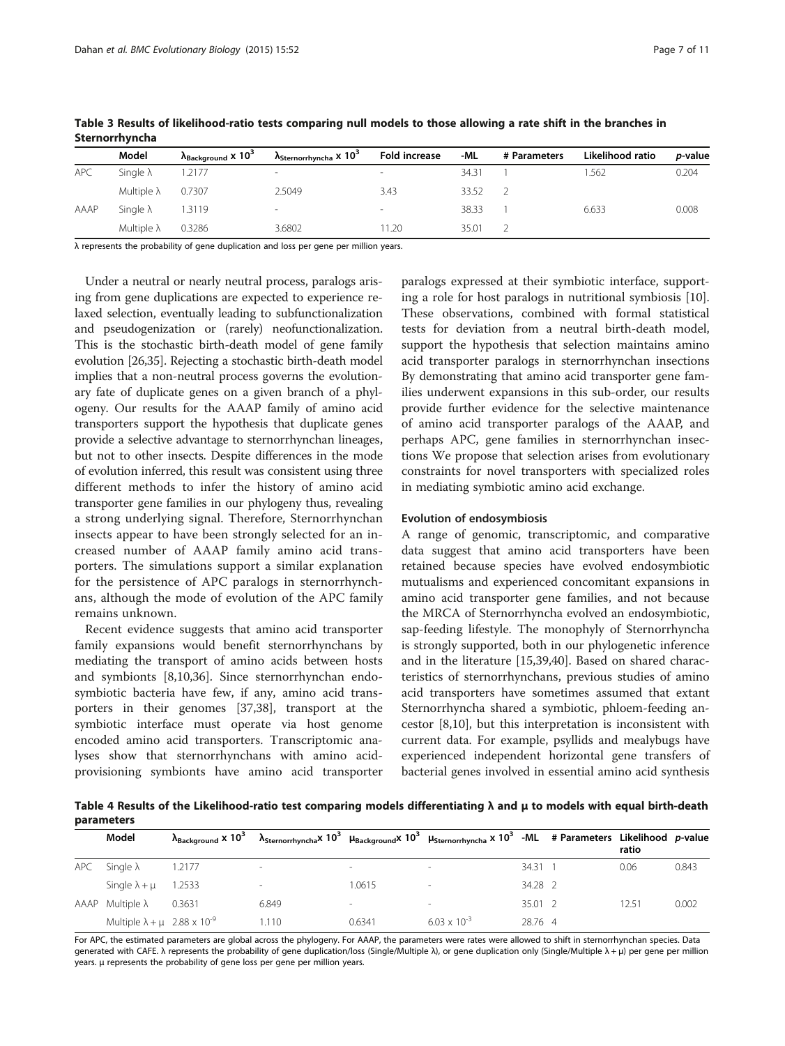**Table 3 Results of likelihood-ratio tests comparing null models to those allowing a rate shift in the branches in Sternorrhyncha**

| | Model | $\lambda_{Background} \times 10^3$ | $\lambda_{Sternorrhyncha} \times 10^3$ | Fold increase | -ML | # Parameters | Likelihood ratio | *p*-value |
|---|---|---|---|---|---|---|---|---|
| APC | Single λ | 1.2177 | - | - | 34.31 | 1 | 1.562 | 0.204 |
| | Multiple λ | 0.7307 | 2.5049 | 3.43 | 33.52 | 2 | | |
| AAAP | Single λ | 1.3119 | - | - | 38.33 | 1 | 6.633 | 0.008 |
| | Multiple λ | 0.3286 | 3.6802 | 11.20 | 35.01 | 2 | | |

λ represents the probability of gene duplication and loss per gene per million years.

Under a neutral or nearly neutral process, paralogs arising from gene duplications are expected to experience relaxed selection, eventually leading to subfunctionalization and pseudogenization or (rarely) neofunctionalization. This is the stochastic birth-death model of gene family evolution [26,35]. Rejecting a stochastic birth-death model implies that a non-neutral process governs the evolutionary fate of duplicate genes on a given branch of a phylogeny. Our results for the AAAP family of amino acid transporters support the hypothesis that duplicate genes provide a selective advantage to sternorrhynchan lineages, but not to other insects. Despite differences in the mode of evolution inferred, this result was consistent using three different methods to infer the history of amino acid transporter gene families in our phylogeny thus, revealing a strong underlying signal. Therefore, Sternorrhynchan insects appear to have been strongly selected for an increased number of AAAP family amino acid transporters. The simulations support a similar explanation for the persistence of APC paralogs in sternorrhynchans, although the mode of evolution of the APC family remains unknown.

Recent evidence suggests that amino acid transporter family expansions would benefit sternorrhynchans by mediating the transport of amino acids between hosts and symbionts [8,10,36]. Since sternorrhynchan endosymbiotic bacteria have few, if any, amino acid transporters in their genomes [37,38], transport at the symbiotic interface must operate via host genome encoded amino acid transporters. Transcriptomic analyses show that sternorrhynchans with amino acid-provisioning symbionts have amino acid transporter paralogs expressed at their symbiotic interface, supporting a role for host paralogs in nutritional symbiosis [10]. These observations, combined with formal statistical tests for deviation from a neutral birth-death model, support the hypothesis that selection maintains amino acid transporter paralogs in sternorrhynchan insections By demonstrating that amino acid transporter gene families underwent expansions in this sub-order, our results provide further evidence for the selective maintenance of amino acid transporter paralogs of the AAAP, and perhaps APC, gene families in sternorrhynchan insections We propose that selection arises from evolutionary constraints for novel transporters with specialized roles in mediating symbiotic amino acid exchange.

### Evolution of endosymbiosis

A range of genomic, transcriptomic, and comparative data suggest that amino acid transporters have been retained because species have evolved endosymbiotic mutualisms and experienced concomitant expansions in amino acid transporter gene families, and not because the MRCA of Sternorrhyncha evolved an endosymbiotic, sap-feeding lifestyle. The monophyly of Sternorrhyncha is strongly supported, both in our phylogenetic inference and in the literature [15,39,40]. Based on shared characteristics of sternorrhynchans, previous studies of amino acid transporters have sometimes assumed that extant Sternorrhyncha shared a symbiotic, phloem-feeding ancestor [8,10], but this interpretation is inconsistent with current data. For example, psyllids and mealybugs have experienced independent horizontal gene transfers of bacterial genes involved in essential amino acid synthesis

**Table 4 Results of the Likelihood-ratio test comparing models differentiating λ and μ to models with equal birth-death parameters**

| | Model | $\lambda_{Background} \times 10^3$ | $\lambda_{Sternorrhyncha} \times 10^3$ | $\mu_{Background} \times 10^3$ | $\mu_{Sternorrhyncha} \times 10^3$ | -ML | # Parameters | Likelihood ratio | *p*-value |
|---|---|---|---|---|---|---|---|---|---|
| APC | Single λ | 1.2177 | - | - | - | 34.31 | 1 | 0.06 | 0.843 |
| | Single λ + μ | 1.2533 | - | 1.0615 | - | 34.28 | 2 | | |
| AAAP | Multiple λ | 0.3631 | 6.849 | - | - | 35.01 | 2 | 12.51 | 0.002 |
| | Multiple λ + μ | $2.88 \times 10^{-9}$ | 1.110 | 0.6341 | $6.03 \times 10^{-3}$ | 28.76 | 4 | | |

For APC, the estimated parameters are global across the phylogeny. For AAAP, the parameters were rates were allowed to shift in sternorrhynchan species. Data generated with CAFE. λ represents the probability of gene duplication/loss (Single/Multiple λ), or gene duplication only (Single/Multiple λ + μ) per gene per million years. μ represents the probability of gene loss per gene per million years.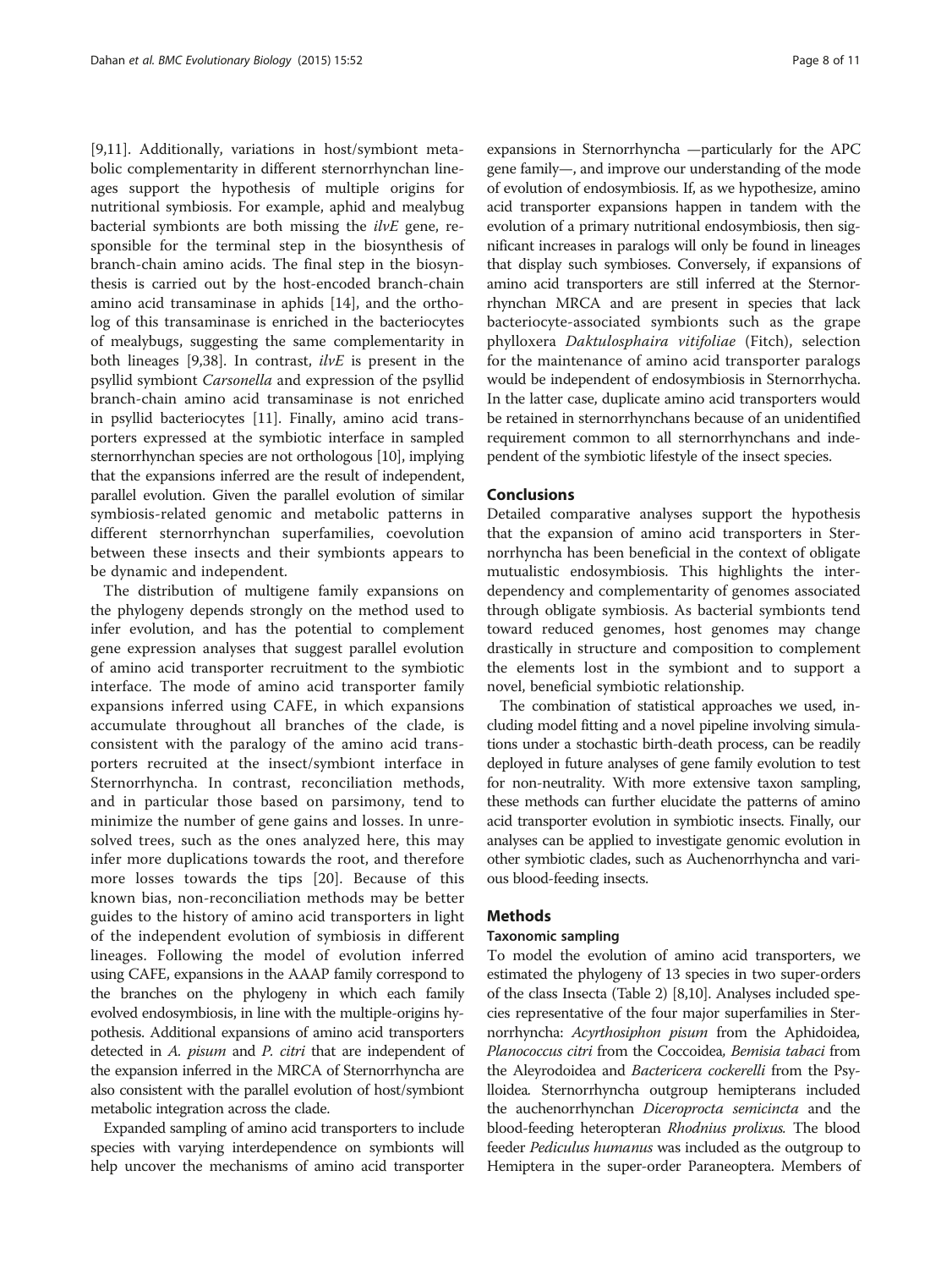[9,11]. Additionally, variations in host/symbiont metabolic complementarity in different sternorrhynchan lineages support the hypothesis of multiple origins for nutritional symbiosis. For example, aphid and mealybug bacterial symbionts are both missing the *ilvE* gene, responsible for the terminal step in the biosynthesis of branch-chain amino acids. The final step in the biosynthesis is carried out by the host-encoded branch-chain amino acid transaminase in aphids [14], and the ortholog of this transaminase is enriched in the bacteriocytes of mealybugs, suggesting the same complementarity in both lineages [9,38]. In contrast, *ilvE* is present in the psyllid symbiont *Carsonella* and expression of the psyllid branch-chain amino acid transaminase is not enriched in psyllid bacteriocytes [11]. Finally, amino acid transporters expressed at the symbiotic interface in sampled sternorrhynchan species are not orthologous [10], implying that the expansions inferred are the result of independent, parallel evolution. Given the parallel evolution of similar symbiosis-related genomic and metabolic patterns in different sternorrhynchan superfamilies, coevolution between these insects and their symbionts appears to be dynamic and independent.

The distribution of multigene family expansions on the phylogeny depends strongly on the method used to infer evolution, and has the potential to complement gene expression analyses that suggest parallel evolution of amino acid transporter recruitment to the symbiotic interface. The mode of amino acid transporter family expansions inferred using CAFE, in which expansions accumulate throughout all branches of the clade, is consistent with the paralogy of the amino acid transporters recruited at the insect/symbiont interface in Sternorrhyncha. In contrast, reconciliation methods, and in particular those based on parsimony, tend to minimize the number of gene gains and losses. In unresolved trees, such as the ones analyzed here, this may infer more duplications towards the root, and therefore more losses towards the tips [20]. Because of this known bias, non-reconciliation methods may be better guides to the history of amino acid transporters in light of the independent evolution of symbiosis in different lineages. Following the model of evolution inferred using CAFE, expansions in the AAAP family correspond to the branches on the phylogeny in which each family evolved endosymbiosis, in line with the multiple-origins hypothesis. Additional expansions of amino acid transporters detected in *A. pisum* and *P. citri* that are independent of the expansion inferred in the MRCA of Sternorrhyncha are also consistent with the parallel evolution of host/symbiont metabolic integration across the clade.

Expanded sampling of amino acid transporters to include species with varying interdependence on symbionts will help uncover the mechanisms of amino acid transporter expansions in Sternorrhyncha —particularly for the APC gene family—, and improve our understanding of the mode of evolution of endosymbiosis. If, as we hypothesize, amino acid transporter expansions happen in tandem with the evolution of a primary nutritional endosymbiosis, then significant increases in paralogs will only be found in lineages that display such symbioses. Conversely, if expansions of amino acid transporters are still inferred at the Sternorrhynchan MRCA and are present in species that lack bacteriocyte-associated symbionts such as the grape phylloxera *Daktulosphaira vitifoliae* (Fitch), selection for the maintenance of amino acid transporter paralogs would be independent of endosymbiosis in Sternorrhycha. In the latter case, duplicate amino acid transporters would be retained in sternorrhynchans because of an unidentified requirement common to all sternorrhynchans and independent of the symbiotic lifestyle of the insect species.

## Conclusions

Detailed comparative analyses support the hypothesis that the expansion of amino acid transporters in Sternorrhyncha has been beneficial in the context of obligate mutualistic endosymbiosis. This highlights the interdependency and complementarity of genomes associated through obligate symbiosis. As bacterial symbionts tend toward reduced genomes, host genomes may change drastically in structure and composition to complement the elements lost in the symbiont and to support a novel, beneficial symbiotic relationship.

The combination of statistical approaches we used, including model fitting and a novel pipeline involving simulations under a stochastic birth-death process, can be readily deployed in future analyses of gene family evolution to test for non-neutrality. With more extensive taxon sampling, these methods can further elucidate the patterns of amino acid transporter evolution in symbiotic insects. Finally, our analyses can be applied to investigate genomic evolution in other symbiotic clades, such as Auchenorrhyncha and various blood-feeding insects.

## Methods

### Taxonomic sampling

To model the evolution of amino acid transporters, we estimated the phylogeny of 13 species in two super-orders of the class Insecta (Table 2) [8,10]. Analyses included species representative of the four major superfamilies in Sternorrhyncha: *Acyrthosiphon pisum* from the Aphidoidea, *Planococcus citri* from the Coccoidea, *Bemisia tabaci* from the Aleyrodoidea and *Bactericera cockerelli* from the Psylloidea. Sternorrhyncha outgroup hemipterans included the auchenorrhynchan *Diceroprocta semicincta* and the blood-feeding heteropteran *Rhodnius prolixus.* The blood feeder *Pediculus humanus* was included as the outgroup to Hemiptera in the super-order Paraneoptera. Members of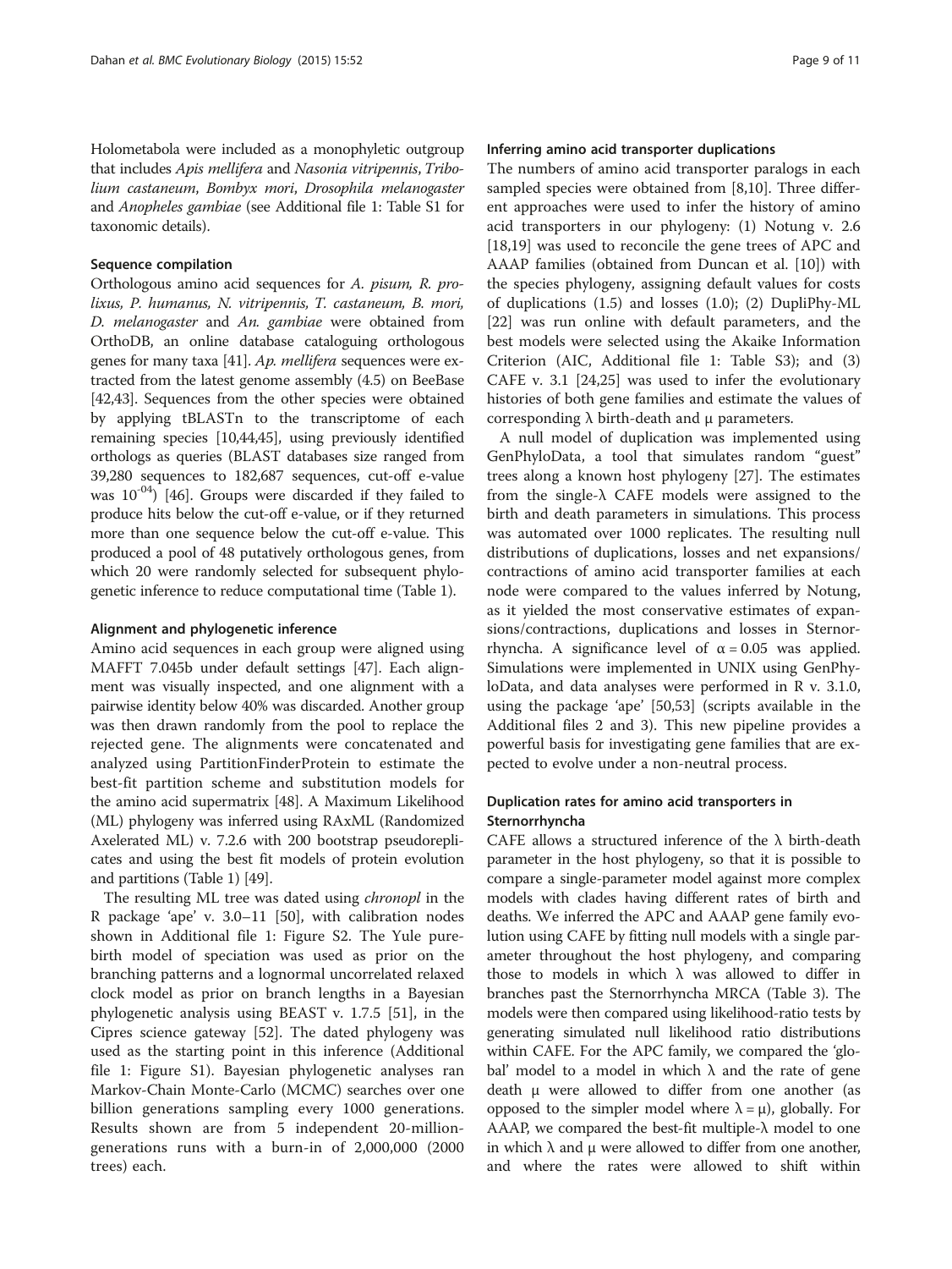Holometabola were included as a monophyletic outgroup that includes *Apis mellifera* and *Nasonia vitripennis*, *Tribolium castaneum*, *Bombyx mori*, *Drosophila melanogaster* and *Anopheles gambiae* (see Additional file 1: Table S1 for taxonomic details).

#### Sequence compilation

Orthologous amino acid sequences for *A. pisum, R. prolixus, P. humanus, N. vitripennis, T. castaneum, B. mori, D. melanogaster* and *An. gambiae* were obtained from OrthoDB, an online database cataloguing orthologous genes for many taxa [41]. *Ap. mellifera* sequences were extracted from the latest genome assembly (4.5) on BeeBase [42,43]. Sequences from the other species were obtained by applying tBLASTn to the transcriptome of each remaining species [10,44,45], using previously identified orthologs as queries (BLAST databases size ranged from 39,280 sequences to 182,687 sequences, cut-off e-value was $10^{-04}$) [46]. Groups were discarded if they failed to produce hits below the cut-off e-value, or if they returned more than one sequence below the cut-off e-value. This produced a pool of 48 putatively orthologous genes, from which 20 were randomly selected for subsequent phylogenetic inference to reduce computational time (Table 1).

#### Alignment and phylogenetic inference

Amino acid sequences in each group were aligned using MAFFT 7.045b under default settings [47]. Each alignment was visually inspected, and one alignment with a pairwise identity below 40% was discarded. Another group was then drawn randomly from the pool to replace the rejected gene. The alignments were concatenated and analyzed using PartitionFinderProtein to estimate the best-fit partition scheme and substitution models for the amino acid supermatrix [48]. A Maximum Likelihood (ML) phylogeny was inferred using RAxML (Randomized Axelerated ML) v. 7.2.6 with 200 bootstrap pseudoreplicates and using the best fit models of protein evolution and partitions (Table 1) [49].

The resulting ML tree was dated using *chronopl* in the R package 'ape' v. 3.0–11 [50], with calibration nodes shown in Additional file 1: Figure S2. The Yule pure-birth model of speciation was used as prior on the branching patterns and a lognormal uncorrelated relaxed clock model as prior on branch lengths in a Bayesian phylogenetic analysis using BEAST v. 1.7.5 [51], in the Cipres science gateway [52]. The dated phylogeny was used as the starting point in this inference (Additional file 1: Figure S1). Bayesian phylogenetic analyses ran Markov-Chain Monte-Carlo (MCMC) searches over one billion generations sampling every 1000 generations. Results shown are from 5 independent 20-million-generations runs with a burn-in of 2,000,000 (2000 trees) each.

#### Inferring amino acid transporter duplications

The numbers of amino acid transporter paralogs in each sampled species were obtained from [8,10]. Three different approaches were used to infer the history of amino acid transporters in our phylogeny: (1) Notung v. 2.6 [18,19] was used to reconcile the gene trees of APC and AAAP families (obtained from Duncan et al. [10]) with the species phylogeny, assigning default values for costs of duplications (1.5) and losses (1.0); (2) DupliPhy-ML [22] was run online with default parameters, and the best models were selected using the Akaike Information Criterion (AIC, Additional file 1: Table S3); and (3) CAFE v. 3.1 [24,25] was used to infer the evolutionary histories of both gene families and estimate the values of corresponding $\lambda$ birth-death and $\mu$ parameters.

A null model of duplication was implemented using GenPhyloData, a tool that simulates random "guest" trees along a known host phylogeny [27]. The estimates from the single-$\lambda$ CAFE models were assigned to the birth and death parameters in simulations. This process was automated over 1000 replicates. The resulting null distributions of duplications, losses and net expansions/contractions of amino acid transporter families at each node were compared to the values inferred by Notung, as it yielded the most conservative estimates of expansions/contractions, duplications and losses in Sternorrhyncha. A significance level of $\alpha = 0.05$ was applied. Simulations were implemented in UNIX using GenPhyloData, and data analyses were performed in R v. 3.1.0, using the package 'ape' [50,53] (scripts available in the Additional files 2 and 3). This new pipeline provides a powerful basis for investigating gene families that are expected to evolve under a non-neutral process.

### Duplication rates for amino acid transporters in Sternorrhyncha

CAFE allows a structured inference of the $\lambda$ birth-death parameter in the host phylogeny, so that it is possible to compare a single-parameter model against more complex models with clades having different rates of birth and deaths. We inferred the APC and AAAP gene family evolution using CAFE by fitting null models with a single parameter throughout the host phylogeny, and comparing those to models in which $\lambda$ was allowed to differ in branches past the Sternorrhyncha MRCA (Table 3). The models were then compared using likelihood-ratio tests by generating simulated null likelihood ratio distributions within CAFE. For the APC family, we compared the 'global' model to a model in which $\lambda$ and the rate of gene death $\mu$ were allowed to differ from one another (as opposed to the simpler model where $\lambda = \mu$), globally. For AAAP, we compared the best-fit multiple-$\lambda$ model to one in which $\lambda$ and $\mu$ were allowed to differ from one another, and where the rates were allowed to shift within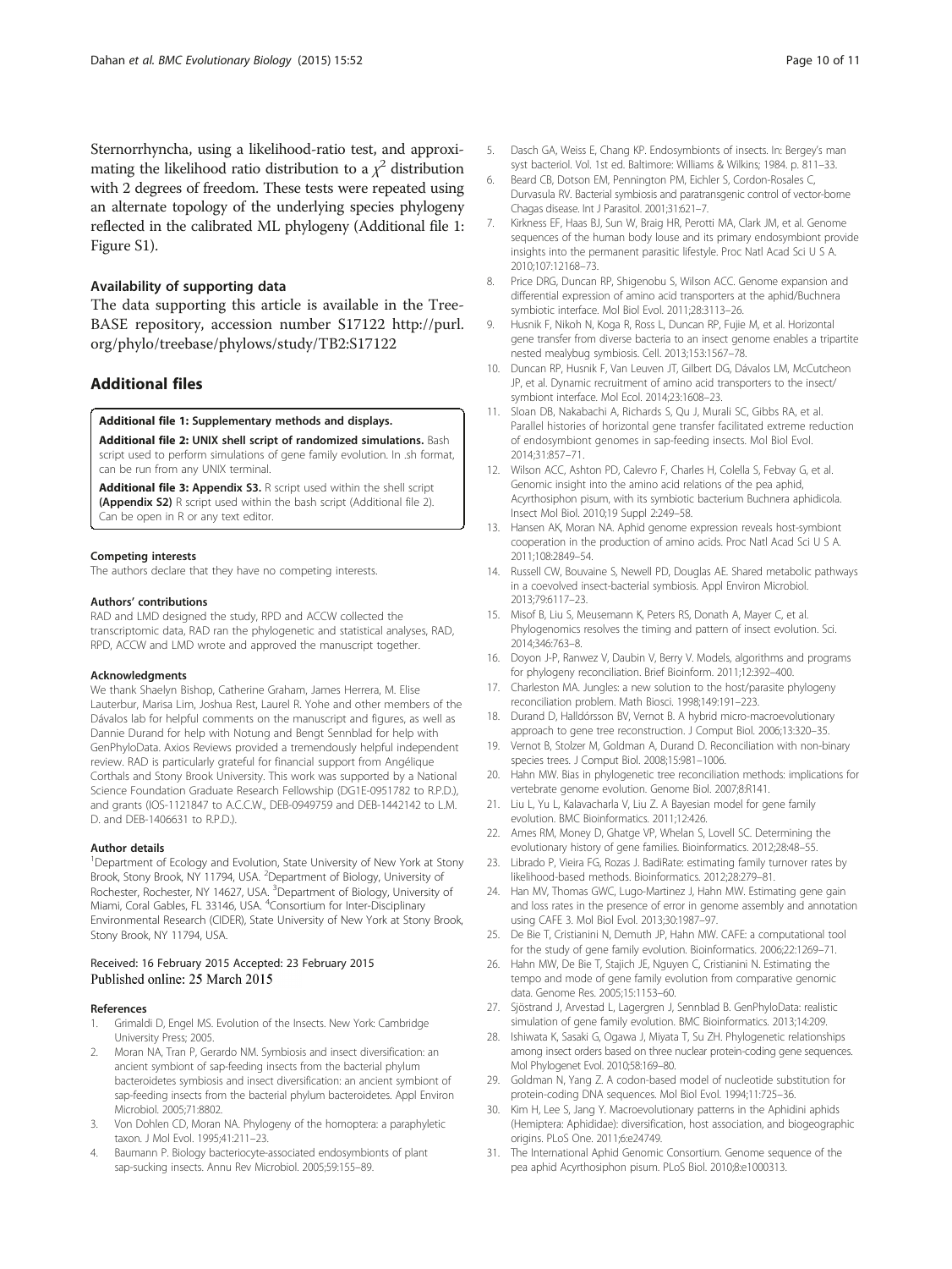Sternorrhyncha, using a likelihood-ratio test, and approximating the likelihood ratio distribution to a $\chi^2$ distribution with 2 degrees of freedom. These tests were repeated using an alternate topology of the underlying species phylogeny reflected in the calibrated ML phylogeny (Additional file 1: Figure S1).

### Availability of supporting data

The data supporting this article is available in the TreeBASE repository, accession number S17122 http://purl.org/phylo/treebase/phylows/study/TB2:S17122

## Additional files

**Additional file 1: Supplementary methods and displays.**

**Additional file 2: UNIX shell script of randomized simulations.** Bash script used to perform simulations of gene family evolution. In .sh format, can be run from any UNIX terminal.

**Additional file 3: Appendix S3.** R script used within the shell script **(Appendix S2)** R script used within the bash script (Additional file 2). Can be open in R or any text editor.

#### Competing interests

The authors declare that they have no competing interests.

#### Authors' contributions

RAD and LMD designed the study, RPD and ACCW collected the transcriptomic data, RAD ran the phylogenetic and statistical analyses, RAD, RPD, ACCW and LMD wrote and approved the manuscript together.

#### Acknowledgments

We thank Shaelyn Bishop, Catherine Graham, James Herrera, M. Elise Lauterbur, Marisa Lim, Joshua Rest, Laurel R. Yohe and other members of the Dávalos lab for helpful comments on the manuscript and figures, as well as Dannie Durand for help with Notung and Bengt Sennblad for help with GenPhyloData. Axios Reviews provided a tremendously helpful independent review. RAD is particularly grateful for financial support from Angélique Corthals and Stony Brook University. This work was supported by a National Science Foundation Graduate Research Fellowship (DG1E-0951782 to R.P.D.), and grants (IOS-1121847 to A.C.C.W., DEB-0949759 and DEB-1442142 to L.M. D. and DEB-1406631 to R.P.D.).

#### Author details

[1]Department of Ecology and Evolution, State University of New York at Stony Brook, Stony Brook, NY 11794, USA. [2]Department of Biology, University of Rochester, Rochester, NY 14627, USA. [3]Department of Biology, University of Miami, Coral Gables, FL 33146, USA. [4]Consortium for Inter-Disciplinary Environmental Research (CIDER), State University of New York at Stony Brook, Stony Brook, NY 11794, USA.

Received: 16 February 2015 Accepted: 23 February 2015
Published online: 25 March 2015

#### References

1. Grimaldi D, Engel MS. Evolution of the Insects. New York: Cambridge University Press; 2005.
2. Moran NA, Tran P, Gerardo NM. Symbiosis and insect diversification: an ancient symbiont of sap-feeding insects from the bacterial phylum bacteroidetes symbiosis and insect diversification: an ancient symbiont of sap-feeding insects from the bacterial phylum bacteroidetes. Appl Environ Microbiol. 2005;71:8802.
3. Von Dohlen CD, Moran NA. Phylogeny of the homoptera: a paraphyletic taxon. J Mol Evol. 1995;41:211–23.
4. Baumann P. Biology bacteriocyte-associated endosymbionts of plant sap-sucking insects. Annu Rev Microbiol. 2005;59:155–89.
5. Dasch GA, Weiss E, Chang KP. Endosymbionts of insects. In: Bergey's man syst bacteriol. Vol. 1st ed. Baltimore: Williams & Wilkins; 1984. p. 811–33.
6. Beard CB, Dotson EM, Pennington PM, Eichler S, Cordon-Rosales C, Durvasula RV. Bacterial symbiosis and paratransgenic control of vector-borne Chagas disease. Int J Parasitol. 2001;31:621–7.
7. Kirkness EF, Haas BJ, Sun W, Braig HR, Perotti MA, Clark JM, et al. Genome sequences of the human body louse and its primary endosymbiont provide insights into the permanent parasitic lifestyle. Proc Natl Acad Sci U S A. 2010;107:12168–73.
8. Price DRG, Duncan RP, Shigenobu S, Wilson ACC. Genome expansion and differential expression of amino acid transporters at the aphid/Buchnera symbiotic interface. Mol Biol Evol. 2011;28:3113–26.
9. Husnik F, Nikoh N, Koga R, Ross L, Duncan RP, Fujie M, et al. Horizontal gene transfer from diverse bacteria to an insect genome enables a tripartite nested mealybug symbiosis. Cell. 2013;153:1567–78.
10. Duncan RP, Husnik F, Van Leuven JT, Gilbert DG, Dávalos LM, McCutcheon JP, et al. Dynamic recruitment of amino acid transporters to the insect/symbiont interface. Mol Ecol. 2014;23:1608–23.
11. Sloan DB, Nakabachi A, Richards S, Qu J, Murali SC, Gibbs RA, et al. Parallel histories of horizontal gene transfer facilitated extreme reduction of endosymbiont genomes in sap-feeding insects. Mol Biol Evol. 2014;31:857–71.
12. Wilson ACC, Ashton PD, Calevro F, Charles H, Colella S, Febvay G, et al. Genomic insight into the amino acid relations of the pea aphid, Acyrthosiphon pisum, with its symbiotic bacterium Buchnera aphidicola. Insect Mol Biol. 2010;19 Suppl 2:249–58.
13. Hansen AK, Moran NA. Aphid genome expression reveals host-symbiont cooperation in the production of amino acids. Proc Natl Acad Sci U S A. 2011;108:2849–54.
14. Russell CW, Bouvaine S, Newell PD, Douglas AE. Shared metabolic pathways in a coevolved insect-bacterial symbiosis. Appl Environ Microbiol. 2013;79:6117–23.
15. Misof B, Liu S, Meusemann K, Peters RS, Donath A, Mayer C, et al. Phylogenomics resolves the timing and pattern of insect evolution. Sci. 2014;346:763–8.
16. Doyon J-P, Ranwez V, Daubin V, Berry V. Models, algorithms and programs for phylogeny reconciliation. Brief Bioinform. 2011;12:392–400.
17. Charleston MA. Jungles: a new solution to the host/parasite phylogeny reconciliation problem. Math Biosci. 1998;149:191–223.
18. Durand D, Halldórsson BV, Vernot B. A hybrid micro-macroevolutionary approach to gene tree reconstruction. J Comput Biol. 2006;13:320–35.
19. Vernot B, Stolzer M, Goldman A, Durand D. Reconciliation with non-binary species trees. J Comput Biol. 2008;15:981–1006.
20. Hahn MW. Bias in phylogenetic tree reconciliation methods: implications for vertebrate genome evolution. Genome Biol. 2007;8:R141.
21. Liu L, Yu L, Kalavacharla V, Liu Z. A Bayesian model for gene family evolution. BMC Bioinformatics. 2011;12:426.
22. Ames RM, Money D, Ghatge VP, Whelan S, Lovell SC. Determining the evolutionary history of gene families. Bioinformatics. 2012;28:48–55.
23. Librado P, Vieira FG, Rozas J. BadiRate: estimating family turnover rates by likelihood-based methods. Bioinformatics. 2012;28:279–81.
24. Han MV, Thomas GWC, Lugo-Martinez J, Hahn MW. Estimating gene gain and loss rates in the presence of error in genome assembly and annotation using CAFE 3. Mol Biol Evol. 2013;30:1987–97.
25. De Bie T, Cristianini N, Demuth JP, Hahn MW. CAFE: a computational tool for the study of gene family evolution. Bioinformatics. 2006;22:1269–71.
26. Hahn MW, De Bie T, Stajich JE, Nguyen C, Cristianini N. Estimating the tempo and mode of gene family evolution from comparative genomic data. Genome Res. 2005;15:1153–60.
27. Sjöstrand J, Arvestad L, Lagergren J, Sennblad B. GenPhyloData: realistic simulation of gene family evolution. BMC Bioinformatics. 2013;14:209.
28. Ishiwata K, Sasaki G, Ogawa J, Miyata T, Su ZH. Phylogenetic relationships among insect orders based on three nuclear protein-coding gene sequences. Mol Phylogenet Evol. 2010;58:169–80.
29. Goldman N, Yang Z. A codon-based model of nucleotide substitution for protein-coding DNA sequences. Mol Biol Evol. 1994;11:725–36.
30. Kim H, Lee S, Jang Y. Macroevolutionary patterns in the Aphidini aphids (Hemiptera: Aphididae): diversification, host association, and biogeographic origins. PLoS One. 2011;6:e24749.
31. The International Aphid Genomic Consortium. Genome sequence of the pea aphid Acyrthosiphon pisum. PLoS Biol. 2010;8:e1000313.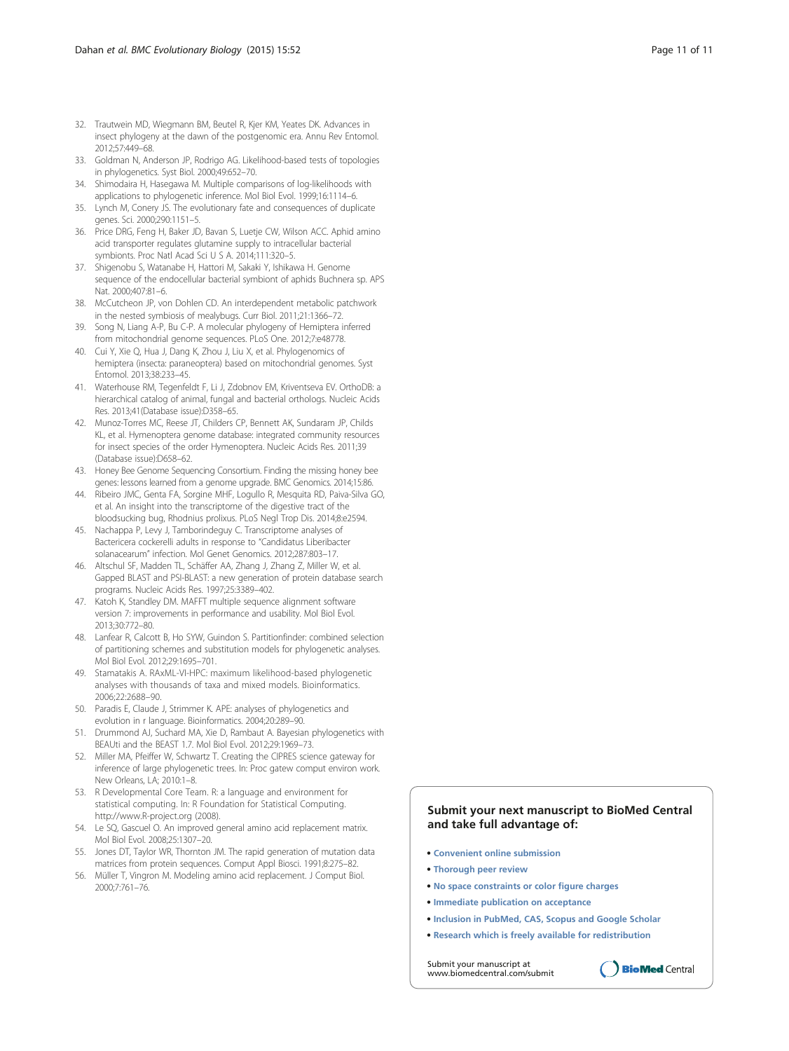32. Trautwein MD, Wiegmann BM, Beutel R, Kjer KM, Yeates DK. Advances in insect phylogeny at the dawn of the postgenomic era. Annu Rev Entomol. 2012;57:449–68.
33. Goldman N, Anderson JP, Rodrigo AG. Likelihood-based tests of topologies in phylogenetics. Syst Biol. 2000;49:652–70.
34. Shimodaira H, Hasegawa M. Multiple comparisons of log-likelihoods with applications to phylogenetic inference. Mol Biol Evol. 1999;16:1114–6.
35. Lynch M, Conery JS. The evolutionary fate and consequences of duplicate genes. Sci. 2000;290:1151–5.
36. Price DRG, Feng H, Baker JD, Bavan S, Luetje CW, Wilson ACC. Aphid amino acid transporter regulates glutamine supply to intracellular bacterial symbionts. Proc Natl Acad Sci U S A. 2014;111:320–5.
37. Shigenobu S, Watanabe H, Hattori M, Sakaki Y, Ishikawa H. Genome sequence of the endocellular bacterial symbiont of aphids Buchnera sp. APS Nat. 2000;407:81–6.
38. McCutcheon JP, von Dohlen CD. An interdependent metabolic patchwork in the nested symbiosis of mealybugs. Curr Biol. 2011;21:1366–72.
39. Song N, Liang A-P, Bu C-P. A molecular phylogeny of Hemiptera inferred from mitochondrial genome sequences. PLoS One. 2012;7:e48778.
40. Cui Y, Xie Q, Hua J, Dang K, Zhou J, Liu X, et al. Phylogenomics of hemiptera (insecta: paraneoptera) based on mitochondrial genomes. Syst Entomol. 2013;38:233–45.
41. Waterhouse RM, Tegenfeldt F, Li J, Zdobnov EM, Kriventseva EV. OrthoDB: a hierarchical catalog of animal, fungal and bacterial orthologs. Nucleic Acids Res. 2013;41(Database issue):D358–65.
42. Munoz-Torres MC, Reese JT, Childers CP, Bennett AK, Sundaram JP, Childs KL, et al. Hymenoptera genome database: integrated community resources for insect species of the order Hymenoptera. Nucleic Acids Res. 2011;39 (Database issue):D658–62.
43. Honey Bee Genome Sequencing Consortium. Finding the missing honey bee genes: lessons learned from a genome upgrade. BMC Genomics. 2014;15:86.
44. Ribeiro JMC, Genta FA, Sorgine MHF, Logullo R, Mesquita RD, Paiva-Silva GO, et al. An insight into the transcriptome of the digestive tract of the bloodsucking bug, Rhodnius prolixus. PLoS Negl Trop Dis. 2014;8:e2594.
45. Nachappa P, Levy J, Tamborindeguy C. Transcriptome analyses of Bactericera cockerelli adults in response to "Candidatus Liberibacter solanacearum" infection. Mol Genet Genomics. 2012;287:803–17.
46. Altschul SF, Madden TL, Schäffer AA, Zhang J, Zhang Z, Miller W, et al. Gapped BLAST and PSI-BLAST: a new generation of protein database search programs. Nucleic Acids Res. 1997;25:3389–402.
47. Katoh K, Standley DM. MAFFT multiple sequence alignment software version 7: improvements in performance and usability. Mol Biol Evol. 2013;30:772–80.
48. Lanfear R, Calcott B, Ho SYW, Guindon S. Partitionfinder: combined selection of partitioning schemes and substitution models for phylogenetic analyses. Mol Biol Evol. 2012;29:1695–701.
49. Stamatakis A. RAxML-VI-HPC: maximum likelihood-based phylogenetic analyses with thousands of taxa and mixed models. Bioinformatics. 2006;22:2688–90.
50. Paradis E, Claude J, Strimmer K. APE: analyses of phylogenetics and evolution in r language. Bioinformatics. 2004;20:289–90.
51. Drummond AJ, Suchard MA, Xie D, Rambaut A. Bayesian phylogenetics with BEAUti and the BEAST 1.7. Mol Biol Evol. 2012;29:1969–73.
52. Miller MA, Pfeiffer W, Schwartz T. Creating the CIPRES science gateway for inference of large phylogenetic trees. In: Proc gatew comput environ work. New Orleans, LA; 2010:1–8.
53. R Developmental Core Team. R: a language and environment for statistical computing. In: R Foundation for Statistical Computing. http://www.R-project.org (2008).
54. Le SQ, Gascuel O. An improved general amino acid replacement matrix. Mol Biol Evol. 2008;25:1307–20.
55. Jones DT, Taylor WR, Thornton JM. The rapid generation of mutation data matrices from protein sequences. Comput Appl Biosci. 1991;8:275–82.
56. Müller T, Vingron M. Modeling amino acid replacement. J Comput Biol. 2000;7:761–76.

**Submit your next manuscript to BioMed Central and take full advantage of:**

- **Convenient online submission**
- **Thorough peer review**
- **No space constraints or color figure charges**
- **Immediate publication on acceptance**
- **Inclusion in PubMed, CAS, Scopus and Google Scholar**
- **Research which is freely available for redistribution**

Submit your manuscript at www.biomedcentral.com/submit

BioMed Central